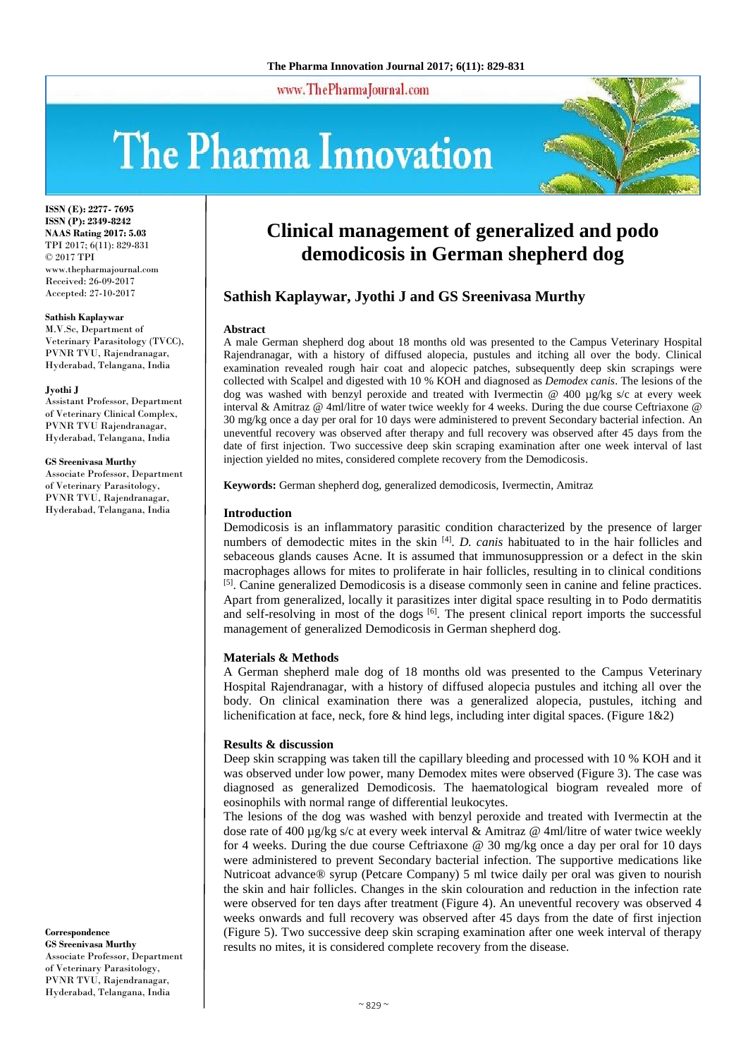# Clinical management of generalized and podo demodicosis in German shepherd dog

## Sathish Kaplaywar, Jyothi J and GS Sreenivasa Murthy

ISSN (E): 2277- 7695
ISSN (P): 2349-8242
NAAS Rating 2017: 5.03
TPI 2017; 6(11): 829-831
© 2017 TPI
www.thepharmajournal.com
Received: 26-09-2017
Accepted: 27-10-2017

**Sathish Kaplaywar**
M.V.Sc, Department of Veterinary Parasitology (TVCC), PVNR TVU, Rajendranagar, Hyderabad, Telangana, India

**Jyothi J**
Assistant Professor, Department of Veterinary Clinical Complex, PVNR TVU Rajendranagar, Hyderabad, Telangana, India

**GS Sreenivasa Murthy**
Associate Professor, Department of Veterinary Parasitology, PVNR TVU, Rajendranagar, Hyderabad, Telangana, India

**Correspondence**
**GS Sreenivasa Murthy**
Associate Professor, Department of Veterinary Parasitology, PVNR TVU, Rajendranagar, Hyderabad, Telangana, India

### Abstract

A male German shepherd dog about 18 months old was presented to the Campus Veterinary Hospital Rajendranagar, with a history of diffused alopecia, pustules and itching all over the body. Clinical examination revealed rough hair coat and alopecic patches, subsequently deep skin scrapings were collected with Scalpel and digested with 10 % KOH and diagnosed as *Demodex canis*. The lesions of the dog was washed with benzyl peroxide and treated with Ivermectin @ 400 µg/kg s/c at every week interval & Amitraz @ 4ml/litre of water twice weekly for 4 weeks. During the due course Ceftriaxone @ 30 mg/kg once a day per oral for 10 days were administered to prevent Secondary bacterial infection. An uneventful recovery was observed after therapy and full recovery was observed after 45 days from the date of first injection. Two successive deep skin scraping examination after one week interval of last injection yielded no mites, considered complete recovery from the Demodicosis.

**Keywords:** German shepherd dog, generalized demodicosis, Ivermectin, Amitraz

### Introduction

Demodicosis is an inflammatory parasitic condition characterized by the presence of larger numbers of demodectic mites in the skin [4]. *D. canis* habituated to in the hair follicles and sebaceous glands causes Acne. It is assumed that immunosuppression or a defect in the skin macrophages allows for mites to proliferate in hair follicles, resulting in to clinical conditions [5]. Canine generalized Demodicosis is a disease commonly seen in canine and feline practices. Apart from generalized, locally it parasitizes inter digital space resulting in to Podo dermatitis and self-resolving in most of the dogs [6]. The present clinical report imports the successful management of generalized Demodicosis in German shepherd dog.

### Materials & Methods

A German shepherd male dog of 18 months old was presented to the Campus Veterinary Hospital Rajendranagar, with a history of diffused alopecia pustules and itching all over the body. On clinical examination there was a generalized alopecia, pustules, itching and lichenification at face, neck, fore & hind legs, including inter digital spaces. (Figure 1&2)

### Results & discussion

Deep skin scrapping was taken till the capillary bleeding and processed with 10 % KOH and it was observed under low power, many Demodex mites were observed (Figure 3). The case was diagnosed as generalized Demodicosis. The haematological biogram revealed more of eosinophils with normal range of differential leukocytes.

The lesions of the dog was washed with benzyl peroxide and treated with Ivermectin at the dose rate of 400 µg/kg s/c at every week interval & Amitraz @ 4ml/litre of water twice weekly for 4 weeks. During the due course Ceftriaxone @ 30 mg/kg once a day per oral for 10 days were administered to prevent Secondary bacterial infection. The supportive medications like Nutricoat advance® syrup (Petcare Company) 5 ml twice daily per oral was given to nourish the skin and hair follicles. Changes in the skin colouration and reduction in the infection rate were observed for ten days after treatment (Figure 4). An uneventful recovery was observed 4 weeks onwards and full recovery was observed after 45 days from the date of first injection (Figure 5). Two successive deep skin scraping examination after one week interval of therapy results no mites, it is considered complete recovery from the disease.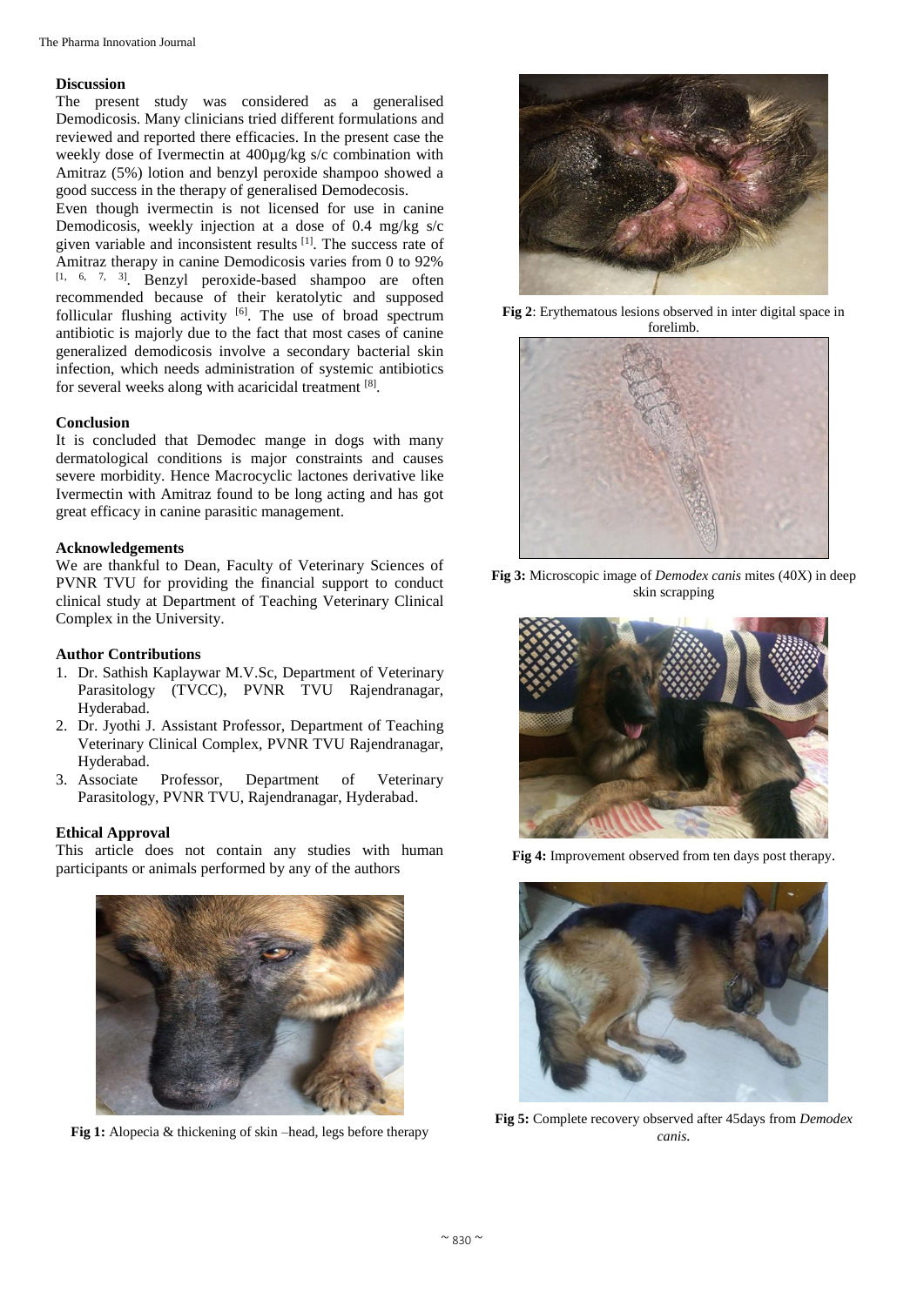## Discussion

The present study was considered as a generalised Demodicosis. Many clinicians tried different formulations and reviewed and reported there efficacies. In the present case the weekly dose of Ivermectin at 400µg/kg s/c combination with Amitraz (5%) lotion and benzyl peroxide shampoo showed a good success in the therapy of generalised Demodecosis.

Even though ivermectin is not licensed for use in canine Demodicosis, weekly injection at a dose of 0.4 mg/kg s/c given variable and inconsistent results [1]. The success rate of Amitraz therapy in canine Demodicosis varies from 0 to 92% [1, 6, 7, 3]. Benzyl peroxide-based shampoo are often recommended because of their keratolytic and supposed follicular flushing activity [6]. The use of broad spectrum antibiotic is majorly due to the fact that most cases of canine generalized demodicosis involve a secondary bacterial skin infection, which needs administration of systemic antibiotics for several weeks along with acaricidal treatment [8].

## Conclusion

It is concluded that Demodec mange in dogs with many dermatological conditions is major constraints and causes severe morbidity. Hence Macrocyclic lactones derivative like Ivermectin with Amitraz found to be long acting and has got great efficacy in canine parasitic management.

## Acknowledgements

We are thankful to Dean, Faculty of Veterinary Sciences of PVNR TVU for providing the financial support to conduct clinical study at Department of Teaching Veterinary Clinical Complex in the University.

## Author Contributions

1. Dr. Sathish Kaplaywar M.V.Sc, Department of Veterinary Parasitology (TVCC), PVNR TVU Rajendranagar, Hyderabad.
2. Dr. Jyothi J. Assistant Professor, Department of Teaching Veterinary Clinical Complex, PVNR TVU Rajendranagar, Hyderabad.
3. Associate Professor, Department of Veterinary Parasitology, PVNR TVU, Rajendranagar, Hyderabad.

## Ethical Approval

This article does not contain any studies with human participants or animals performed by any of the authors

**Fig 1:** Alopecia & thickening of skin –head, legs before therapy

**Fig 2**: Erythematous lesions observed in inter digital space in forelimb.

**Fig 3:** Microscopic image of *Demodex canis* mites (40X) in deep skin scrapping

**Fig 4:** Improvement observed from ten days post therapy.

**Fig 5:** Complete recovery observed after 45days from *Demodex canis.*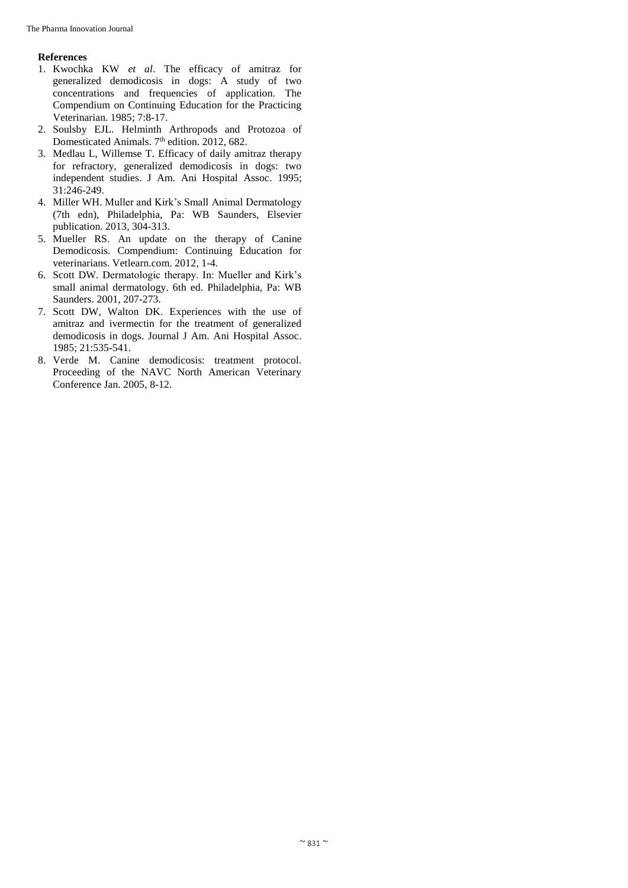## References

1. Kwochka KW *et al*. The efficacy of amitraz for generalized demodicosis in dogs: A study of two concentrations and frequencies of application. The Compendium on Continuing Education for the Practicing Veterinarian. 1985; 7:8-17.
2. Soulsby EJL. Helminth Arthropods and Protozoa of Domesticated Animals. 7th edition. 2012, 682.
3. Medlau L, Willemse T. Efficacy of daily amitraz therapy for refractory, generalized demodicosis in dogs: two independent studies. J Am. Ani Hospital Assoc. 1995; 31:246-249.
4. Miller WH. Muller and Kirk's Small Animal Dermatology (7th edn), Philadelphia, Pa: WB Saunders, Elsevier publication. 2013, 304-313.
5. Mueller RS. An update on the therapy of Canine Demodicosis. Compendium: Continuing Education for veterinarians. Vetlearn.com. 2012, 1-4.
6. Scott DW. Dermatologic therapy. In: Mueller and Kirk's small animal dermatology. 6th ed. Philadelphia, Pa: WB Saunders. 2001, 207-273.
7. Scott DW, Walton DK. Experiences with the use of amitraz and ivermectin for the treatment of generalized demodicosis in dogs. Journal J Am. Ani Hospital Assoc. 1985; 21:535-541.
8. Verde M. Canine demodicosis: treatment protocol. Proceeding of the NAVC North American Veterinary Conference Jan. 2005, 8-12.